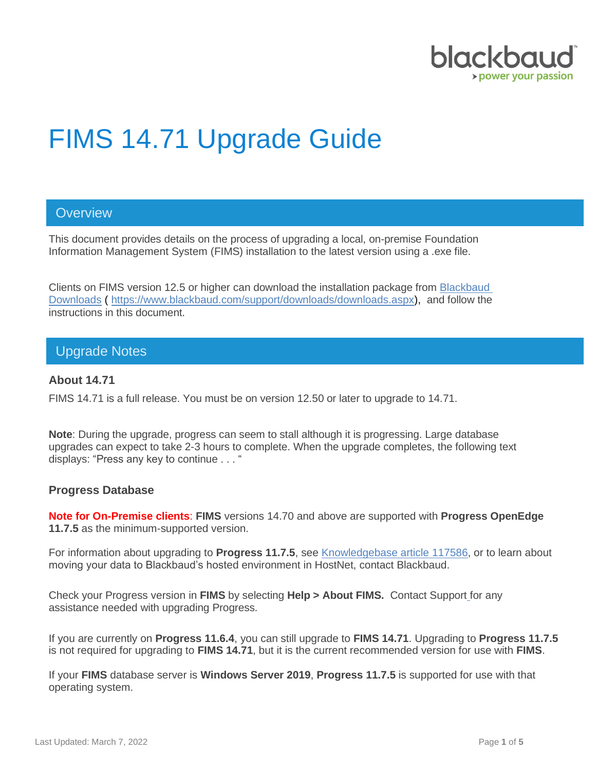# FIMS 14.71 Upgrade Guide

## Overview

This document provides details on the process of upgrading a local, on-premise Foundation Information Management System (FIMS) installation to the latest version using a .exe file.

Clients on FIMS version 12.5 or higher can download the installation package from [Blackbaud Downloads](https://www.blackbaud.com/support/downloads/downloads.aspx) ( https://www.blackbaud.com/support/downloads/downloads.aspx), and follow the instructions in this document.

## Upgrade Notes

### About 14.71

FIMS 14.71 is a full release. You must be on version 12.50 or later to upgrade to 14.71.

**Note**: During the upgrade, progress can seem to stall although it is progressing. Large database upgrades can expect to take 2-3 hours to complete. When the upgrade completes, the following text displays: "Press any key to continue . . . "

### Progress Database

**Note for On-Premise clients**: **FIMS** versions 14.70 and above are supported with **Progress OpenEdge 11.7.5** as the minimum-supported version.

For information about upgrading to **Progress 11.7.5**, see Knowledgebase article 117586, or to learn about moving your data to Blackbaud's hosted environment in HostNet, contact Blackbaud.

Check your Progress version in **FIMS** by selecting **Help > About FIMS.** Contact Support for any assistance needed with upgrading Progress.

If you are currently on **Progress 11.6.4**, you can still upgrade to **FIMS 14.71**. Upgrading to **Progress 11.7.5** is not required for upgrading to **FIMS 14.71**, but it is the current recommended version for use with **FIMS**.

If your **FIMS** database server is **Windows Server 2019**, **Progress 11.7.5** is supported for use with that operating system.

Last Updated: March 7, 2022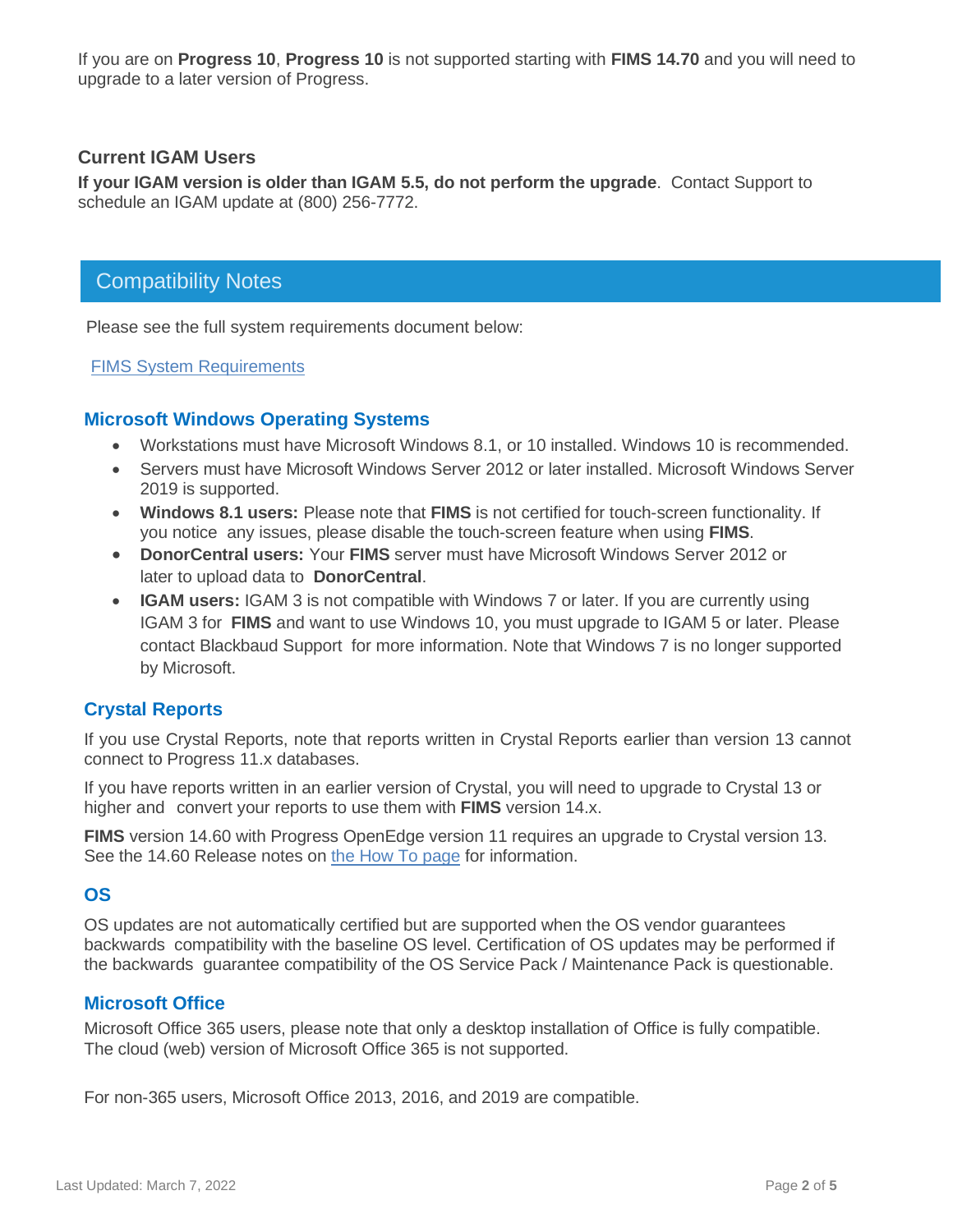If you are on **Progress 10**, **Progress 10** is not supported starting with **FIMS 14.70** and you will need to upgrade to a later version of Progress.

### Current IGAM Users

**If your IGAM version is older than IGAM 5.5, do not perform the upgrade**. Contact Support to schedule an IGAM update at (800) 256-7772.

## Compatibility Notes

Please see the full system requirements document below:

[FIMS System Requirements]

### Microsoft Windows Operating Systems

- Workstations must have Microsoft Windows 8.1, or 10 installed. Windows 10 is recommended.
- Servers must have Microsoft Windows Server 2012 or later installed. Microsoft Windows Server 2019 is supported.
- **Windows 8.1 users:** Please note that **FIMS** is not certified for touch-screen functionality. If you notice any issues, please disable the touch-screen feature when using **FIMS**.
- **DonorCentral users:** Your **FIMS** server must have Microsoft Windows Server 2012 or later to upload data to **DonorCentral**.
- **IGAM users:** IGAM 3 is not compatible with Windows 7 or later. If you are currently using IGAM 3 for **FIMS** and want to use Windows 10, you must upgrade to IGAM 5 or later. Please contact Blackbaud Support for more information. Note that Windows 7 is no longer supported by Microsoft.

### Crystal Reports

If you use Crystal Reports, note that reports written in Crystal Reports earlier than version 13 cannot connect to Progress 11.x databases.

If you have reports written in an earlier version of Crystal, you will need to upgrade to Crystal 13 or higher and convert your reports to use them with **FIMS** version 14.x.

**FIMS** version 14.60 with Progress OpenEdge version 11 requires an upgrade to Crystal version 13. See the 14.60 Release notes on [the How To page] for information.

### OS

OS updates are not automatically certified but are supported when the OS vendor guarantees backwards compatibility with the baseline OS level. Certification of OS updates may be performed if the backwards guarantee compatibility of the OS Service Pack / Maintenance Pack is questionable.

### Microsoft Office

Microsoft Office 365 users, please note that only a desktop installation of Office is fully compatible. The cloud (web) version of Microsoft Office 365 is not supported.

For non-365 users, Microsoft Office 2013, 2016, and 2019 are compatible.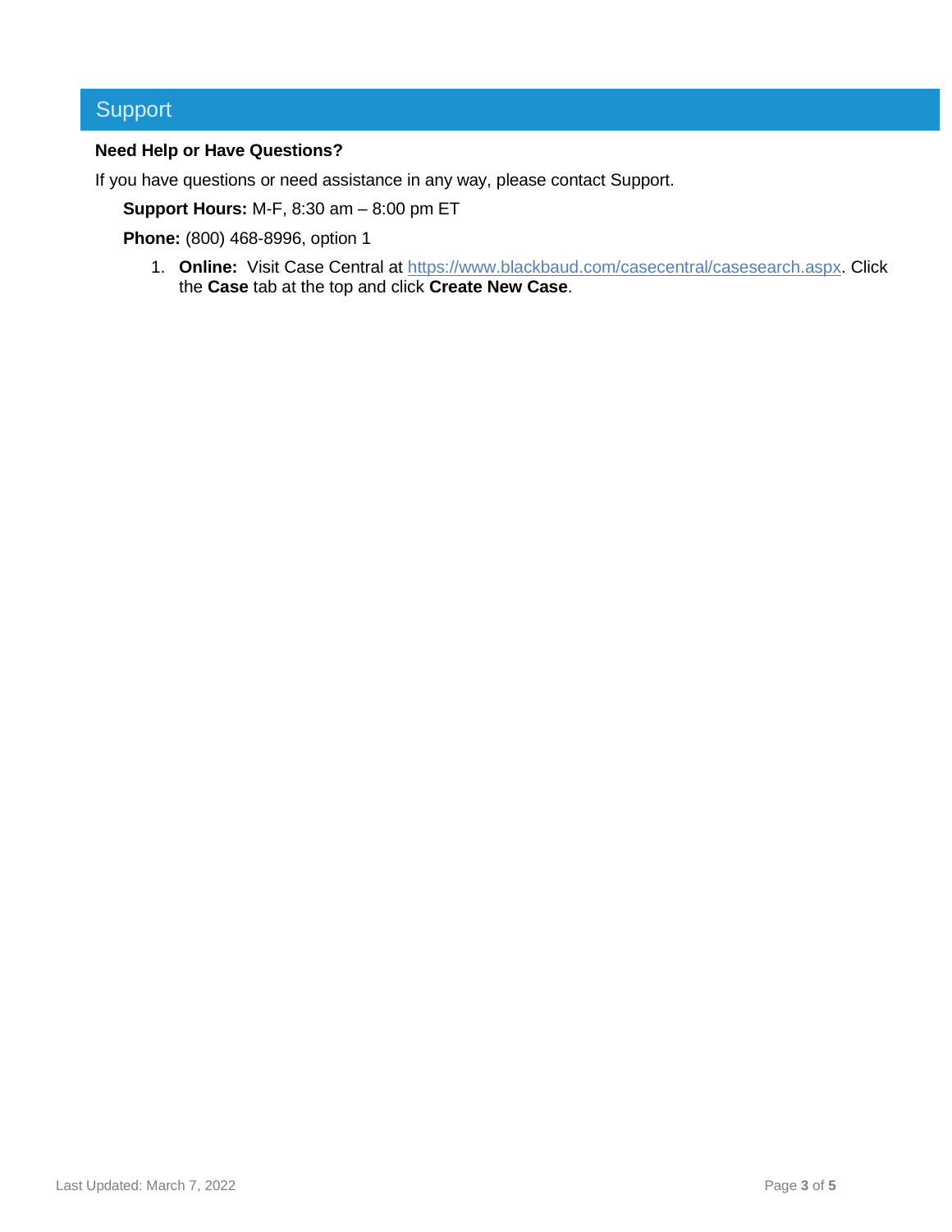## Support

**Need Help or Have Questions?**

If you have questions or need assistance in any way, please contact Support.

**Support Hours:** M-F, 8:30 am – 8:00 pm ET

**Phone:** (800) 468-8996, option 1

1. **Online:** Visit Case Central at https://www.blackbaud.com/casecentral/casesearch.aspx. Click the **Case** tab at the top and click **Create New Case**.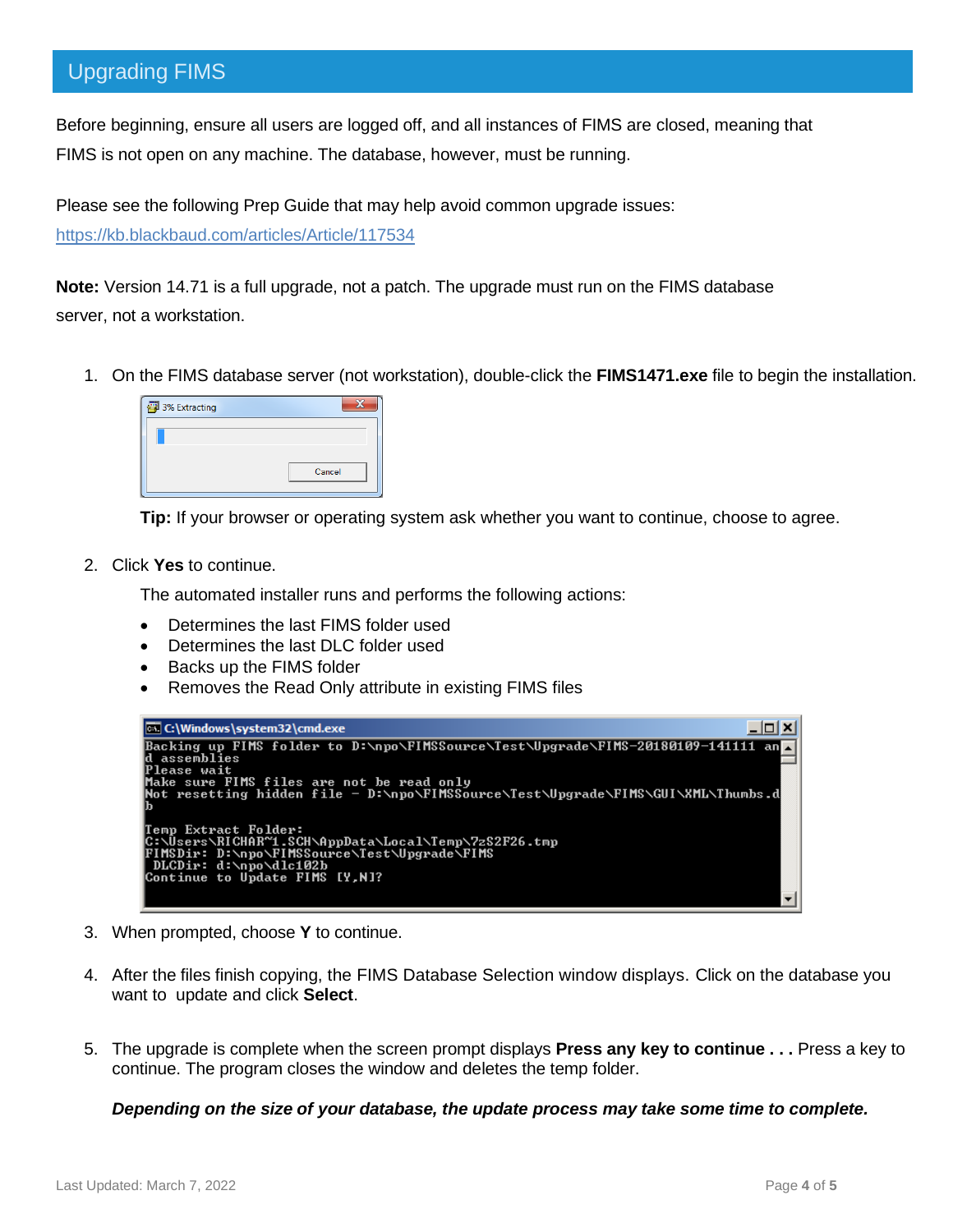## Upgrading FIMS

Before beginning, ensure all users are logged off, and all instances of FIMS are closed, meaning that FIMS is not open on any machine. The database, however, must be running.

Please see the following Prep Guide that may help avoid common upgrade issues: https://kb.blackbaud.com/articles/Article/117534

**Note:** Version 14.71 is a full upgrade, not a patch. The upgrade must run on the FIMS database server, not a workstation.

1. On the FIMS database server (not workstation), double-click the **FIMS1471.exe** file to begin the installation.

   **Tip:** If your browser or operating system ask whether you want to continue, choose to agree.

2. Click **Yes** to continue.

   The automated installer runs and performs the following actions:

   - Determines the last FIMS folder used
   - Determines the last DLC folder used
   - Backs up the FIMS folder
   - Removes the Read Only attribute in existing FIMS files

3. When prompted, choose **Y** to continue.

4. After the files finish copying, the FIMS Database Selection window displays. Click on the database you want to update and click **Select**.

5. The upgrade is complete when the screen prompt displays **Press any key to continue . . .** Press a key to continue. The program closes the window and deletes the temp folder.

   ***Depending on the size of your database, the update process may take some time to complete.***

Last Updated: March 7, 2022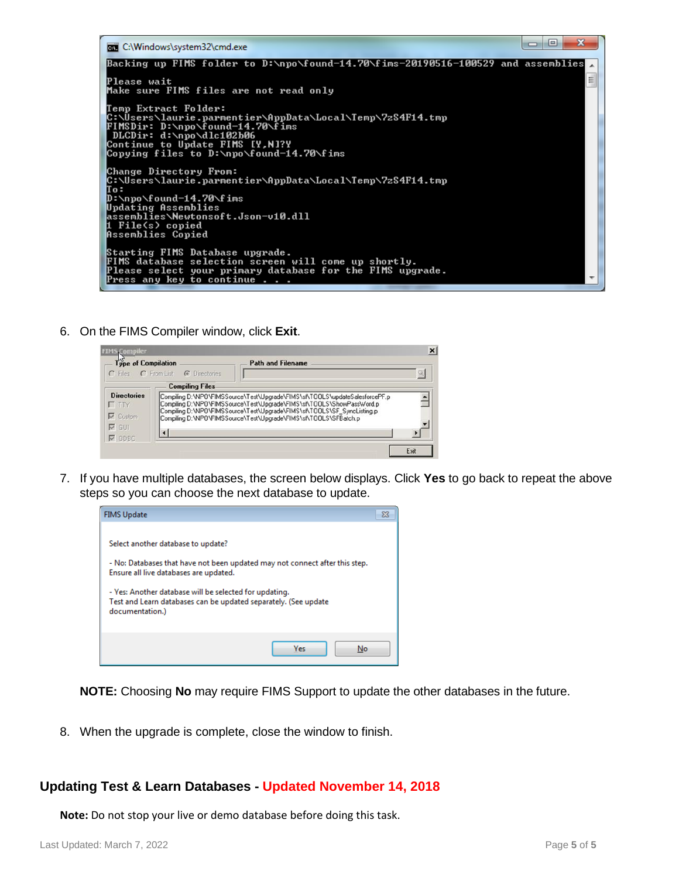```
Backing up FIMS folder to D:\npo\found-14.70\fims-20190516-100529 and assemblies

Please wait
Make sure FIMS files are not read only

Temp Extract Folder:
C:\Users\laurie.parmentier\AppData\Local\Temp\7zS4F14.tmp
FIMSDir: D:\npo\found-14.70\fims
 DLCDir: d:\npo\dlc102b06
Continue to Update FIMS [Y,N]?Y
Copying files to D:\npo\found-14.70\fims

Change Directory From:
C:\Users\laurie.parmentier\AppData\Local\Temp\7zS4F14.tmp
To:
D:\npo\found-14.70\fims
Updating Assemblies
assemblies\Newtonsoft.Json-v10.dll
1 File(s) copied
Assemblies Copied

Starting FIMS Database upgrade.
FIMS database selection screen will come up shortly.
Please select your primary database for the FIMS upgrade.
Press any key to continue . . .
```

6. On the FIMS Compiler window, click **Exit**.

7. If you have multiple databases, the screen below displays. Click **Yes** to go back to repeat the above steps so you can choose the next database to update.

   **NOTE:** Choosing **No** may require FIMS Support to update the other databases in the future.

8. When the upgrade is complete, close the window to finish.

## Updating Test & Learn Databases - Updated November 14, 2018

**Note:** Do not stop your live or demo database before doing this task.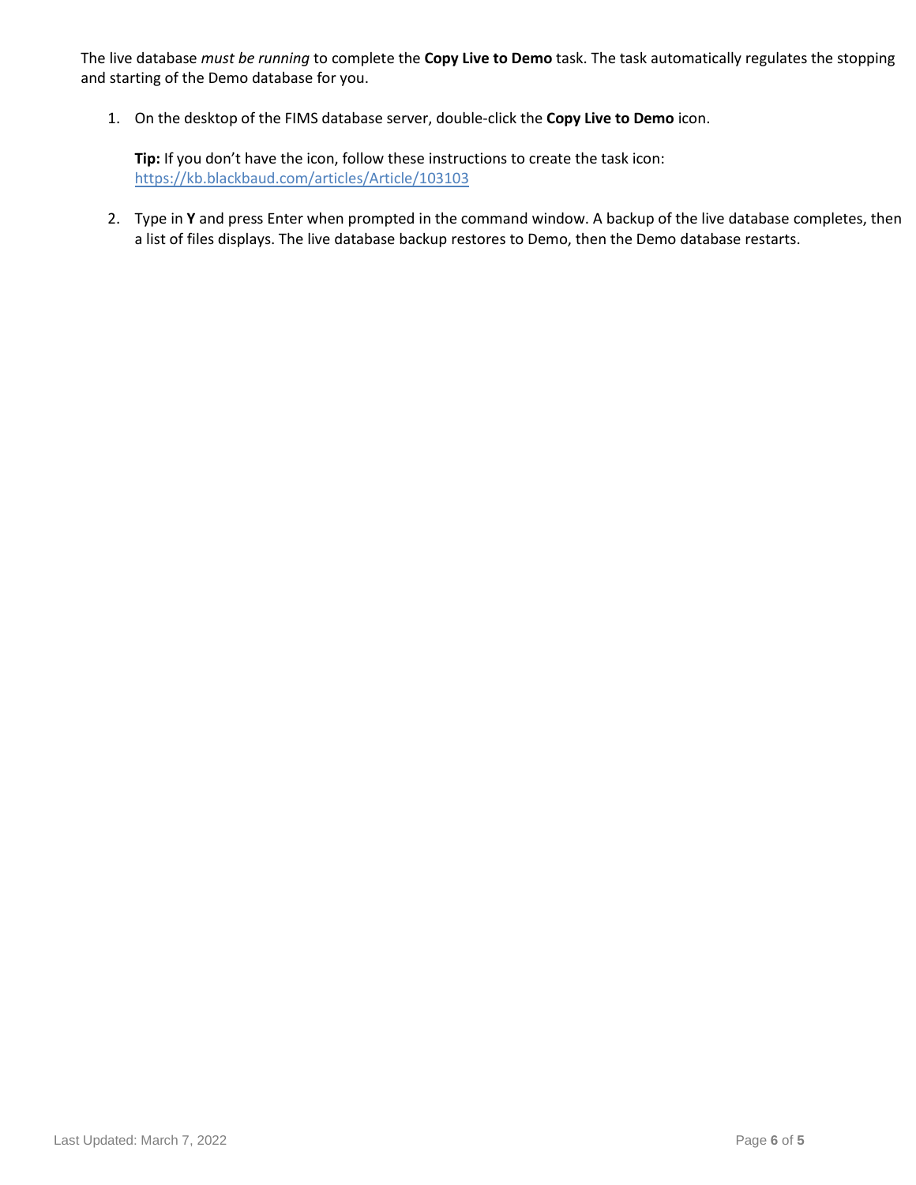The live database *must be running* to complete the **Copy Live to Demo** task. The task automatically regulates the stopping and starting of the Demo database for you.

1. On the desktop of the FIMS database server, double-click the **Copy Live to Demo** icon.

   **Tip:** If you don't have the icon, follow these instructions to create the task icon: https://kb.blackbaud.com/articles/Article/103103

2. Type in **Y** and press Enter when prompted in the command window. A backup of the live database completes, then a list of files displays. The live database backup restores to Demo, then the Demo database restarts.